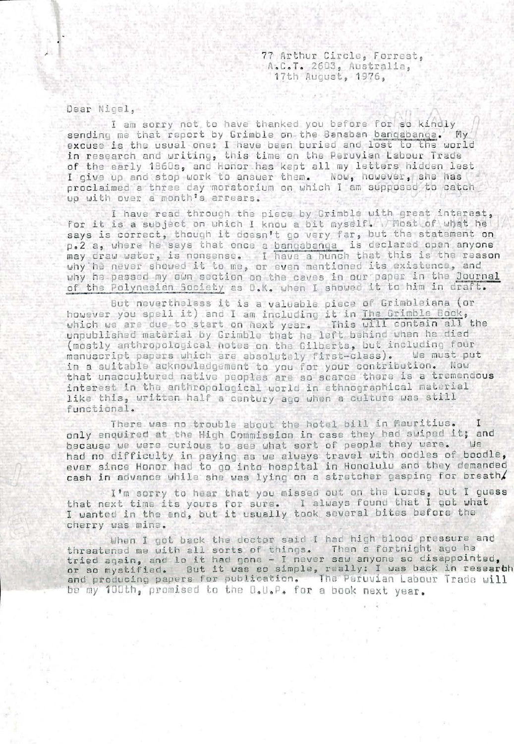77 Arthur Circle, Forrest,
A.C.T. 2603, Australia,
17th August, 1976,

Dear Nigel,

I am sorry not to have thanked you before for so kindly sending me that report by Grimble on the Banaban bangabanga. My excuse is the usual one: I have been buried and lost to the world in research and writing, this time on the Peruvian Labour Trade of the early 1860s, and Honor has kept all my letters hidden lest I give up and stop work to answer them. Now, however, she has proclaimed a three day moratorium on which I am supposed to catch up with over a month's arrears.

I have read through the piece by Grimble with great interest, for it is a subject on which I know a bit myself. Most of what he says is correct, though it doesn't go very far, but the statement on p.2 a, where he says that once a bangabanga is declared open anyone may draw water, is nonsense. I have a hunch that this is the reason why he never showed it to me, or even mentioned its existence, and why he passed my own section on the caves in our paper in the Journal of the Polynesian Society as O.K. when I showed it to him in draft.

But nevertheless it is a valuable piece of Grimbleiana (or however you spell it) and I am including it in The Grimble Book, which we are due to start on next year. This will contain all the unpublished material by Grimble that he left behind when he died (mostly anthropological notes on the Gilberts, but including four manuscript papers which are absolutely first-class). We must put in a suitable acknowledgement to you for your contribution. Now that unacculturated native peoples are so scarce there is a tremendous interest in the anthropological world in ethnographical material like this, written half a century ago when a culture was still functional.

There was no trouble about the hotel bill in Mauritius. I only enquired at the High Commission in case they had swiped it; and because we were curious to see what sort of people they were. We had no difficulty in paying as we always travel with oodles of boodle, ever since Honor had to go into hospital in Honolulu and they demanded cash in advance while she was lying on a stretcher gasping for breath.

I'm sorry to hear that you missed out on the Lords, but I guess that next time its yours for sure. I always found that I got what I wanted in the end, but it usually took several bites before the cherry was mine.

When I got back the doctor said I had high blood pressure and threatened me with all sorts of things. Then a fortnight ago he tried again, and lo it had gone - I never saw anyone so disappointed, or so mystified. But it was so simple, really: I was back in research and producing papers for publication. The Peruvian Labour Trade will be my 100th, promised to the O.U.P. for a book next year.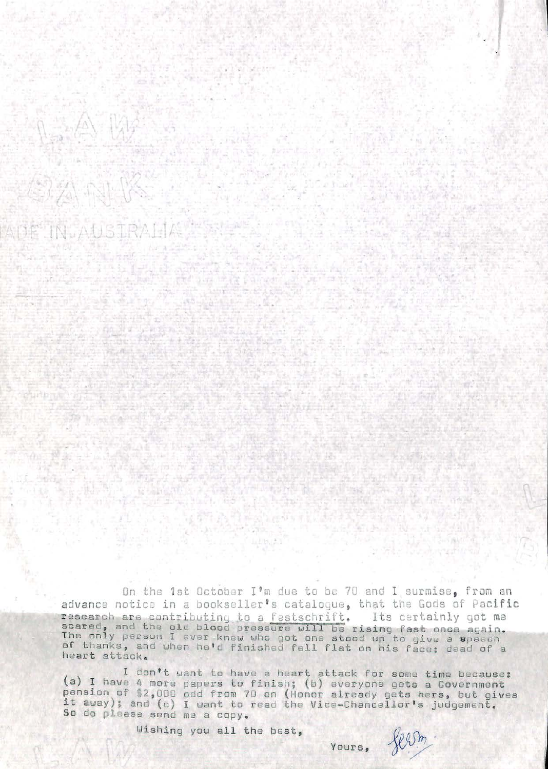On the 1st October I'm due to be 70 and I surmise, from an advance notice in a bookseller's catalogue, that the Gods of Pacific research are contributing to a festschrift. Its certainly got me scared, and the old blood pressure will be rising fast once again. The only person I ever knew who got one stood up to give a speech of thanks, and when he'd finished fell flat on his face: dead of a heart attack.

I don't want to have a heart attack for some time because: (a) I have 4 more papers to finish; (b) everyone gets a Government pension of $2,000 odd from 70 on (Honor already gets hers, but gives it away); and (c) I want to read the Vice-Chancellor's judgement. So do please send me a copy.

Wishing you all the best,

Yours, Harry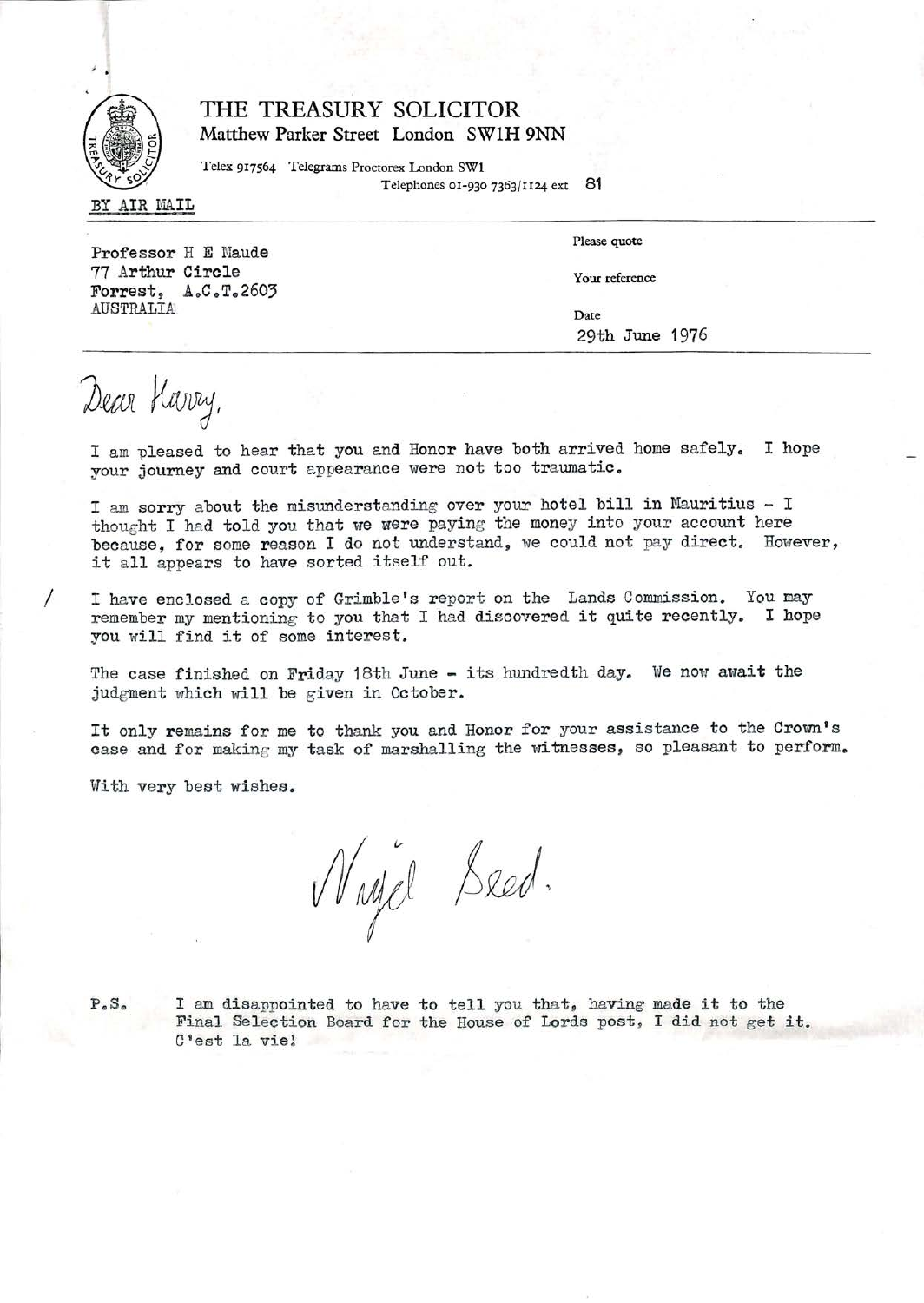# THE TREASURY SOLICITOR

Matthew Parker Street London SW1H 9NN

Telex 917564 Telegrams Proctorex London SW1
Telephones 01-930 7363/1124 ext 81

BY AIR MAIL

Professor H E Maude
77 Arthur Circle
Forrest, A.C.T.2603
AUSTRALIA

Please quote

Your reference

Date
29th June 1976

Dear Harry,

I am pleased to hear that you and Honor have both arrived home safely. I hope your journey and court appearance were not too traumatic.

I am sorry about the misunderstanding over your hotel bill in Mauritius - I thought I had told you that we were paying the money into your account here because, for some reason I do not understand, we could not pay direct. However, it all appears to have sorted itself out.

I have enclosed a copy of Grimble's report on the Lands Commission. You may remember my mentioning to you that I had discovered it quite recently. I hope you will find it of some interest.

The case finished on Friday 18th June - its hundredth day. We now await the judgment which will be given in October.

It only remains for me to thank you and Honor for your assistance to the Crown's case and for making my task of marshalling the witnesses, so pleasant to perform.

With very best wishes.

Nigel Seed.

P.S. I am disappointed to have to tell you that, having made it to the Final Selection Board for the House of Lords post, I did not get it. C'est la vie!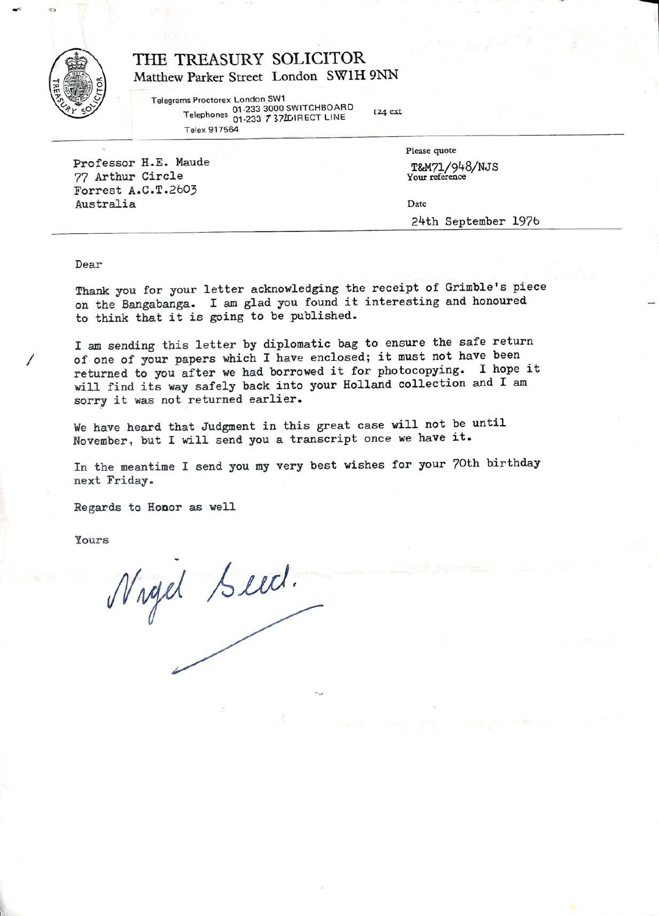# THE TREASURY SOLICITOR

Matthew Parker Street London SW1H 9NN

Telegrams Proctorex London SW1
Telephones 01-233 3000 SWITCHBOARD
01-233 7 372DIRECT LINE
Telex 917564

124 ext

Professor H.E. Maude
77 Arthur Circle
Forrest A.C.T.2603
Australia

Please quote
T&M71/948/NJS
Your reference

Date
24th September 1976

Dear

Thank you for your letter acknowledging the receipt of Grimble's piece on the Bangabanga. I am glad you found it interesting and honoured to think that it is going to be published.

I am sending this letter by diplomatic bag to ensure the safe return of one of your papers which I have enclosed; it must not have been returned to you after we had borrowed it for photocopying. I hope it will find its way safely back into your Holland collection and I am sorry it was not returned earlier.

We have heard that Judgment in this great case will not be until November, but I will send you a transcript once we have it.

In the meantime I send you my very best wishes for your 70th birthday next Friday.

Regards to Honor as well

Yours

Nigel Seed.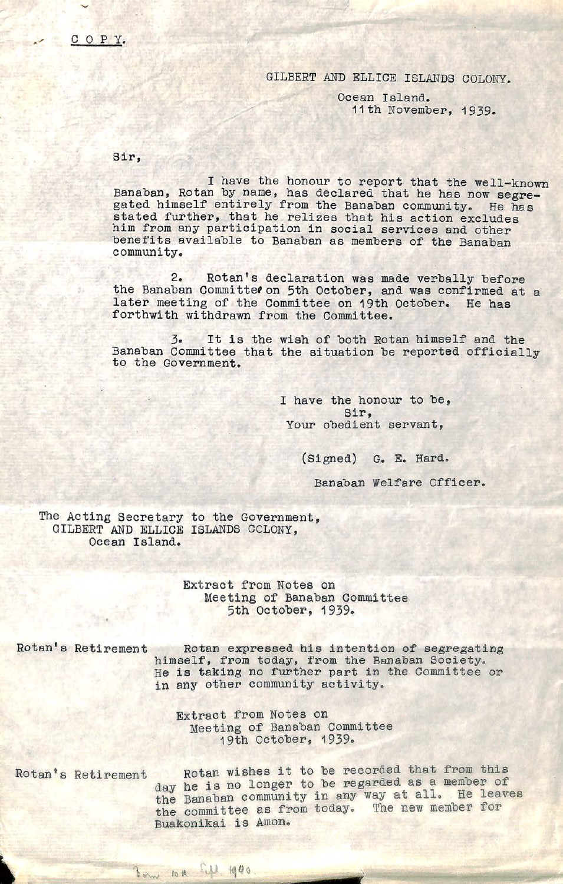COPY.

GILBERT AND ELLICE ISLANDS COLONY.

Ocean Island.
11th November, 1939.

Sir,

I have the honour to report that the well-known Banaban, Rotan by name, has declared that he has now segregated himself entirely from the Banaban community. He has stated further, that he relizes that his action excludes him from any participation in social services and other benefits available to Banaban as members of the Banaban community.

2. Rotan's declaration was made verbally before the Banaban Committee on 5th October, and was confirmed at a later meeting of the Committee on 19th October. He has forthwith withdrawn from the Committee.

3. It is the wish of both Rotan himself and the Banaban Committee that the situation be reported officially to the Government.

I have the honour to be,
Sir,
Your obedient servant,

(Signed) G. E. Hard.

Banaban Welfare Officer.

The Acting Secretary to the Government,
GILBERT AND ELLICE ISLANDS COLONY,
Ocean Island.

Extract from Notes on
Meeting of Banaban Committee
5th October, 1939.

**Rotan's Retirement** Rotan expressed his intention of segregating himself, from today, from the Banaban Society. He is taking no further part in the Committee or in any other community activity.

Extract from Notes on
Meeting of Banaban Committee
19th October, 1939.

**Rotan's Retirement** Rotan wishes it to be recorded that from this day he is no longer to be regarded as a member of the Banaban community in any way at all. He leaves the committee as from today. The new member for Buakonikai is Amon.

Born 10th Sept. 1900.